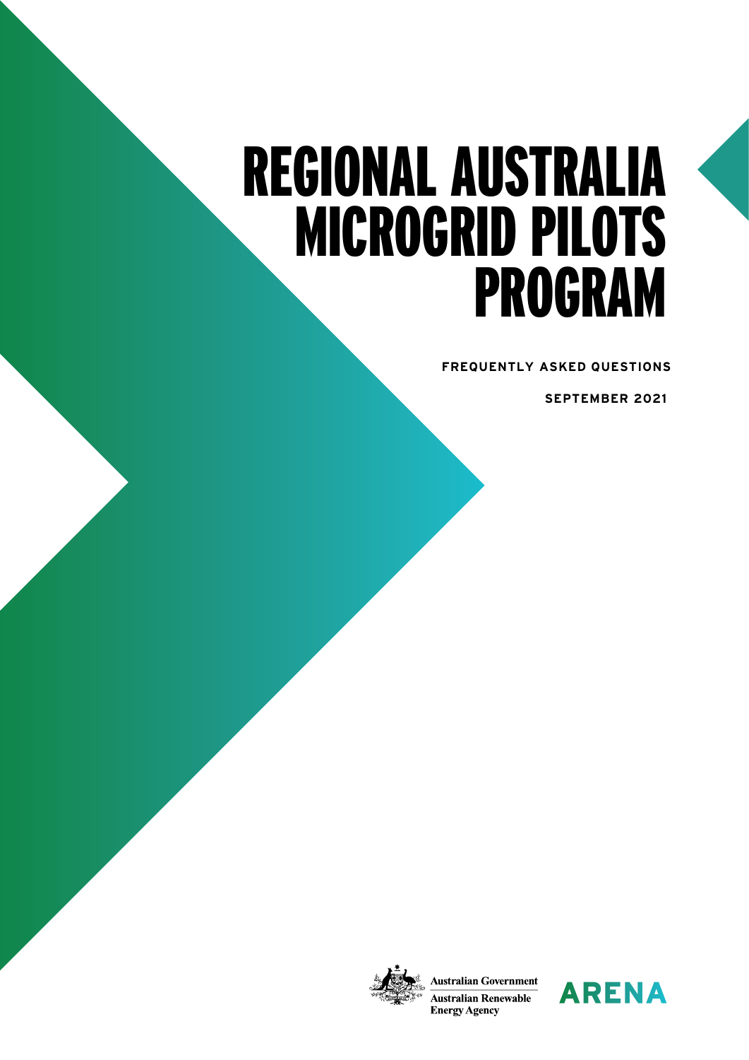# REGIONAL AUSTRALIA MICROGRID PILOTS PROGRAM

**FREQUENTLY ASKED QUESTIONS**

**SEPTEMBER 2021**

Australian Government
Australian Renewable Energy Agency

ARENA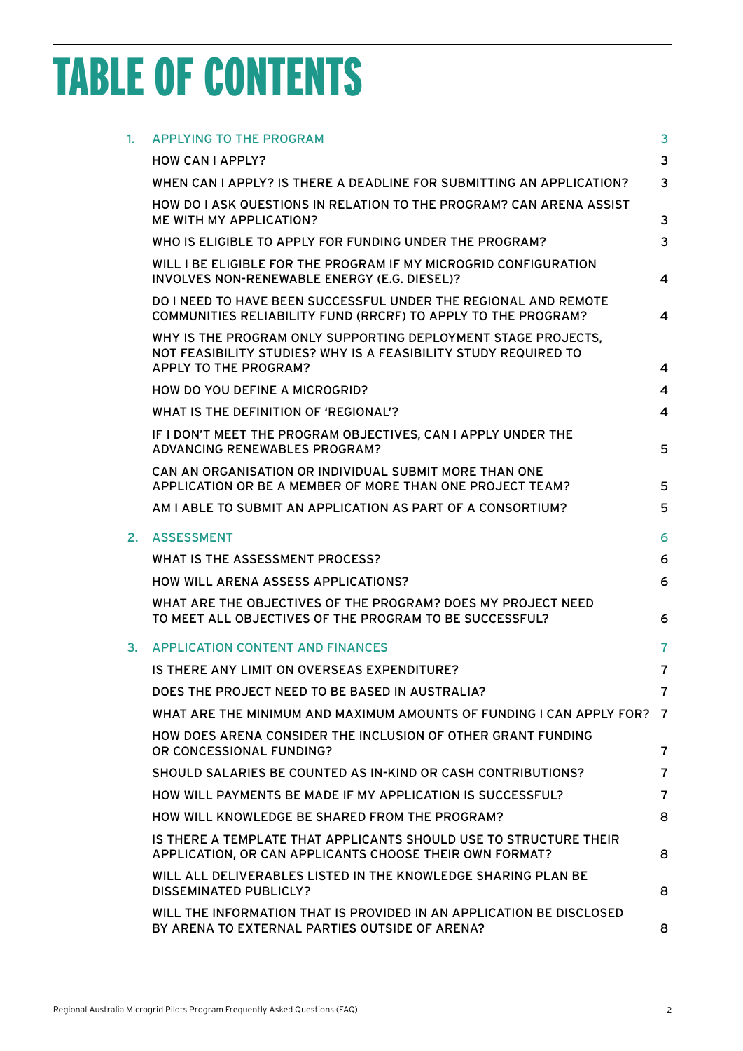# TABLE OF CONTENTS

| | | |
|---|---|---|
| 1. | APPLYING TO THE PROGRAM | 3 |
| | HOW CAN I APPLY? | 3 |
| | WHEN CAN I APPLY? IS THERE A DEADLINE FOR SUBMITTING AN APPLICATION? | 3 |
| | HOW DO I ASK QUESTIONS IN RELATION TO THE PROGRAM? CAN ARENA ASSIST ME WITH MY APPLICATION? | 3 |
| | WHO IS ELIGIBLE TO APPLY FOR FUNDING UNDER THE PROGRAM? | 3 |
| | WILL I BE ELIGIBLE FOR THE PROGRAM IF MY MICROGRID CONFIGURATION INVOLVES NON-RENEWABLE ENERGY (E.G. DIESEL)? | 4 |
| | DO I NEED TO HAVE BEEN SUCCESSFUL UNDER THE REGIONAL AND REMOTE COMMUNITIES RELIABILITY FUND (RRCRF) TO APPLY TO THE PROGRAM? | 4 |
| | WHY IS THE PROGRAM ONLY SUPPORTING DEPLOYMENT STAGE PROJECTS, NOT FEASIBILITY STUDIES? WHY IS A FEASIBILITY STUDY REQUIRED TO APPLY TO THE PROGRAM? | 4 |
| | HOW DO YOU DEFINE A MICROGRID? | 4 |
| | WHAT IS THE DEFINITION OF 'REGIONAL'? | 4 |
| | IF I DON'T MEET THE PROGRAM OBJECTIVES, CAN I APPLY UNDER THE ADVANCING RENEWABLES PROGRAM? | 5 |
| | CAN AN ORGANISATION OR INDIVIDUAL SUBMIT MORE THAN ONE APPLICATION OR BE A MEMBER OF MORE THAN ONE PROJECT TEAM? | 5 |
| | AM I ABLE TO SUBMIT AN APPLICATION AS PART OF A CONSORTIUM? | 5 |
| 2. | ASSESSMENT | 6 |
| | WHAT IS THE ASSESSMENT PROCESS? | 6 |
| | HOW WILL ARENA ASSESS APPLICATIONS? | 6 |
| | WHAT ARE THE OBJECTIVES OF THE PROGRAM? DOES MY PROJECT NEED TO MEET ALL OBJECTIVES OF THE PROGRAM TO BE SUCCESSFUL? | 6 |
| 3. | APPLICATION CONTENT AND FINANCES | 7 |
| | IS THERE ANY LIMIT ON OVERSEAS EXPENDITURE? | 7 |
| | DOES THE PROJECT NEED TO BE BASED IN AUSTRALIA? | 7 |
| | WHAT ARE THE MINIMUM AND MAXIMUM AMOUNTS OF FUNDING I CAN APPLY FOR? | 7 |
| | HOW DOES ARENA CONSIDER THE INCLUSION OF OTHER GRANT FUNDING OR CONCESSIONAL FUNDING? | 7 |
| | SHOULD SALARIES BE COUNTED AS IN-KIND OR CASH CONTRIBUTIONS? | 7 |
| | HOW WILL PAYMENTS BE MADE IF MY APPLICATION IS SUCCESSFUL? | 7 |
| | HOW WILL KNOWLEDGE BE SHARED FROM THE PROGRAM? | 8 |
| | IS THERE A TEMPLATE THAT APPLICANTS SHOULD USE TO STRUCTURE THEIR APPLICATION, OR CAN APPLICANTS CHOOSE THEIR OWN FORMAT? | 8 |
| | WILL ALL DELIVERABLES LISTED IN THE KNOWLEDGE SHARING PLAN BE DISSEMINATED PUBLICLY? | 8 |
| | WILL THE INFORMATION THAT IS PROVIDED IN AN APPLICATION BE DISCLOSED BY ARENA TO EXTERNAL PARTIES OUTSIDE OF ARENA? | 8 |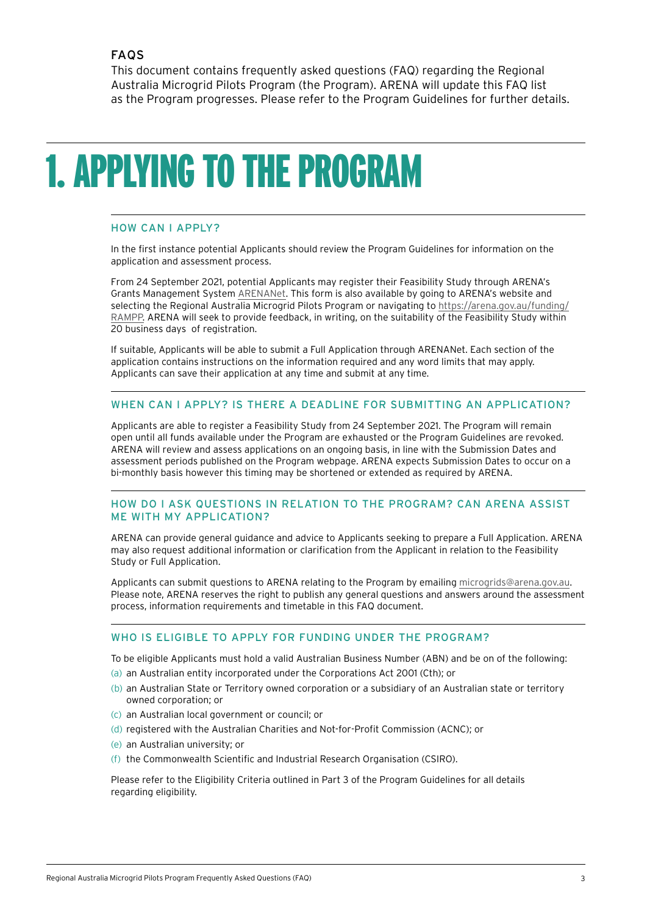## FAQS

This document contains frequently asked questions (FAQ) regarding the Regional Australia Microgrid Pilots Program (the Program). ARENA will update this FAQ list as the Program progresses. Please refer to the Program Guidelines for further details.

# 1. APPLYING TO THE PROGRAM

### HOW CAN I APPLY?

In the first instance potential Applicants should review the Program Guidelines for information on the application and assessment process.

From 24 September 2021, potential Applicants may register their Feasibility Study through ARENA's Grants Management System ARENANet. This form is also available by going to ARENA's website and selecting the Regional Australia Microgrid Pilots Program or navigating to https://arena.gov.au/funding/RAMPP. ARENA will seek to provide feedback, in writing, on the suitability of the Feasibility Study within 20 business days of registration.

If suitable, Applicants will be able to submit a Full Application through ARENANet. Each section of the application contains instructions on the information required and any word limits that may apply. Applicants can save their application at any time and submit at any time.

### WHEN CAN I APPLY? IS THERE A DEADLINE FOR SUBMITTING AN APPLICATION?

Applicants are able to register a Feasibility Study from 24 September 2021. The Program will remain open until all funds available under the Program are exhausted or the Program Guidelines are revoked. ARENA will review and assess applications on an ongoing basis, in line with the Submission Dates and assessment periods published on the Program webpage. ARENA expects Submission Dates to occur on a bi-monthly basis however this timing may be shortened or extended as required by ARENA.

### HOW DO I ASK QUESTIONS IN RELATION TO THE PROGRAM? CAN ARENA ASSIST ME WITH MY APPLICATION?

ARENA can provide general guidance and advice to Applicants seeking to prepare a Full Application. ARENA may also request additional information or clarification from the Applicant in relation to the Feasibility Study or Full Application.

Applicants can submit questions to ARENA relating to the Program by emailing microgrids@arena.gov.au. Please note, ARENA reserves the right to publish any general questions and answers around the assessment process, information requirements and timetable in this FAQ document.

### WHO IS ELIGIBLE TO APPLY FOR FUNDING UNDER THE PROGRAM?

To be eligible Applicants must hold a valid Australian Business Number (ABN) and be on of the following:

(a) an Australian entity incorporated under the Corporations Act 2001 (Cth); or
(b) an Australian State or Territory owned corporation or a subsidiary of an Australian state or territory owned corporation; or
(c) an Australian local government or council; or
(d) registered with the Australian Charities and Not-for-Profit Commission (ACNC); or
(e) an Australian university; or
(f) the Commonwealth Scientific and Industrial Research Organisation (CSIRO).

Please refer to the Eligibility Criteria outlined in Part 3 of the Program Guidelines for all details regarding eligibility.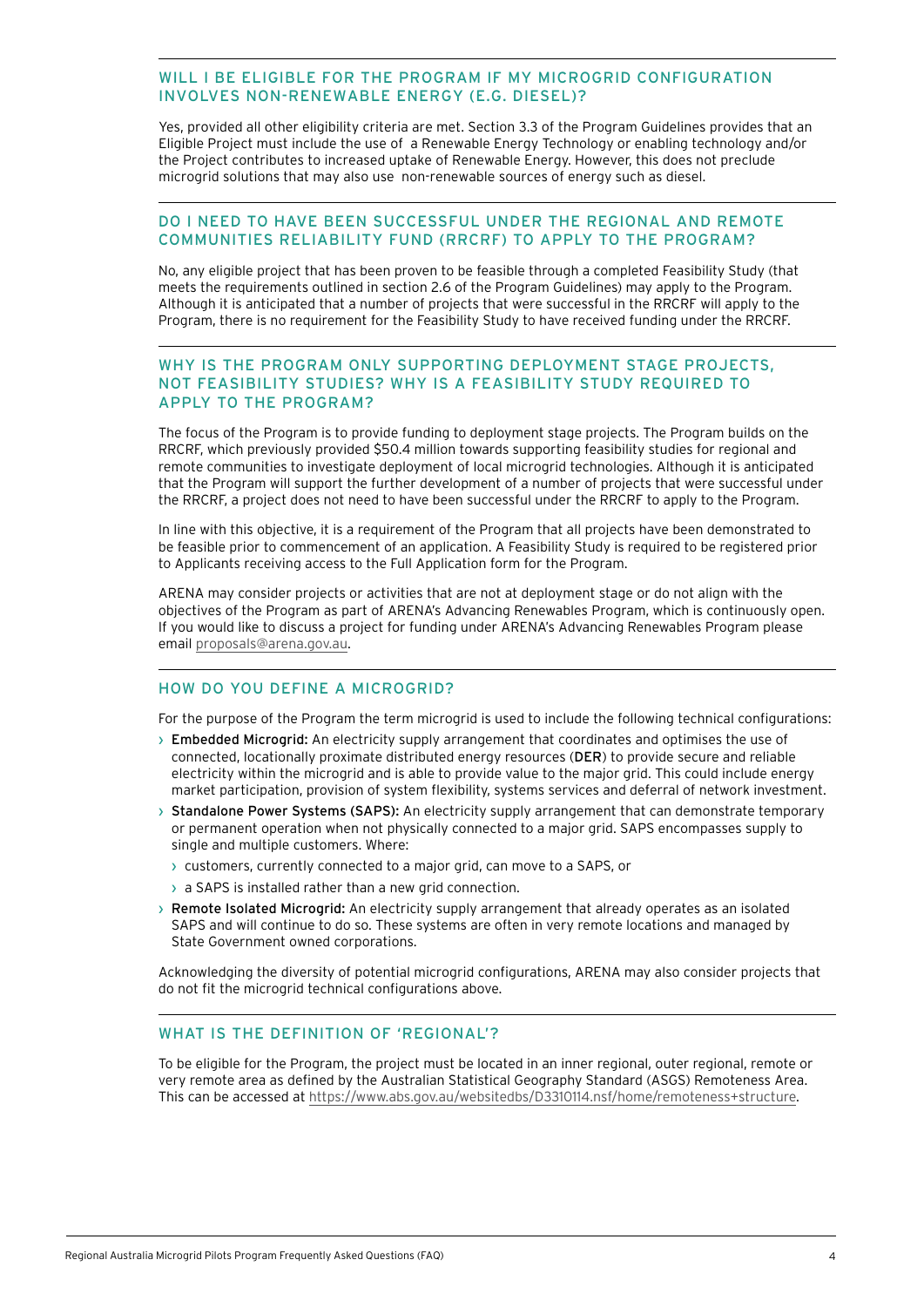## WILL I BE ELIGIBLE FOR THE PROGRAM IF MY MICROGRID CONFIGURATION INVOLVES NON-RENEWABLE ENERGY (E.G. DIESEL)?

Yes, provided all other eligibility criteria are met. Section 3.3 of the Program Guidelines provides that an Eligible Project must include the use of a Renewable Energy Technology or enabling technology and/or the Project contributes to increased uptake of Renewable Energy. However, this does not preclude microgrid solutions that may also use non-renewable sources of energy such as diesel.

## DO I NEED TO HAVE BEEN SUCCESSFUL UNDER THE REGIONAL AND REMOTE COMMUNITIES RELIABILITY FUND (RRCRF) TO APPLY TO THE PROGRAM?

No, any eligible project that has been proven to be feasible through a completed Feasibility Study (that meets the requirements outlined in section 2.6 of the Program Guidelines) may apply to the Program. Although it is anticipated that a number of projects that were successful in the RRCRF will apply to the Program, there is no requirement for the Feasibility Study to have received funding under the RRCRF.

## WHY IS THE PROGRAM ONLY SUPPORTING DEPLOYMENT STAGE PROJECTS, NOT FEASIBILITY STUDIES? WHY IS A FEASIBILITY STUDY REQUIRED TO APPLY TO THE PROGRAM?

The focus of the Program is to provide funding to deployment stage projects. The Program builds on the RRCRF, which previously provided $50.4 million towards supporting feasibility studies for regional and remote communities to investigate deployment of local microgrid technologies. Although it is anticipated that the Program will support the further development of a number of projects that were successful under the RRCRF, a project does not need to have been successful under the RRCRF to apply to the Program.

In line with this objective, it is a requirement of the Program that all projects have been demonstrated to be feasible prior to commencement of an application. A Feasibility Study is required to be registered prior to Applicants receiving access to the Full Application form for the Program.

ARENA may consider projects or activities that are not at deployment stage or do not align with the objectives of the Program as part of ARENA's Advancing Renewables Program, which is continuously open. If you would like to discuss a project for funding under ARENA's Advancing Renewables Program please email proposals@arena.gov.au.

## HOW DO YOU DEFINE A MICROGRID?

For the purpose of the Program the term microgrid is used to include the following technical configurations:

- **Embedded Microgrid:** An electricity supply arrangement that coordinates and optimises the use of connected, locationally proximate distributed energy resources (**DER**) to provide secure and reliable electricity within the microgrid and is able to provide value to the major grid. This could include energy market participation, provision of system flexibility, systems services and deferral of network investment.
- **Standalone Power Systems (SAPS):** An electricity supply arrangement that can demonstrate temporary or permanent operation when not physically connected to a major grid. SAPS encompasses supply to single and multiple customers. Where:
  - customers, currently connected to a major grid, can move to a SAPS, or
  - a SAPS is installed rather than a new grid connection.
- **Remote Isolated Microgrid:** An electricity supply arrangement that already operates as an isolated SAPS and will continue to do so. These systems are often in very remote locations and managed by State Government owned corporations.

Acknowledging the diversity of potential microgrid configurations, ARENA may also consider projects that do not fit the microgrid technical configurations above.

## WHAT IS THE DEFINITION OF 'REGIONAL'?

To be eligible for the Program, the project must be located in an inner regional, outer regional, remote or very remote area as defined by the Australian Statistical Geography Standard (ASGS) Remoteness Area. This can be accessed at https://www.abs.gov.au/websitedbs/D3310114.nsf/home/remoteness+structure.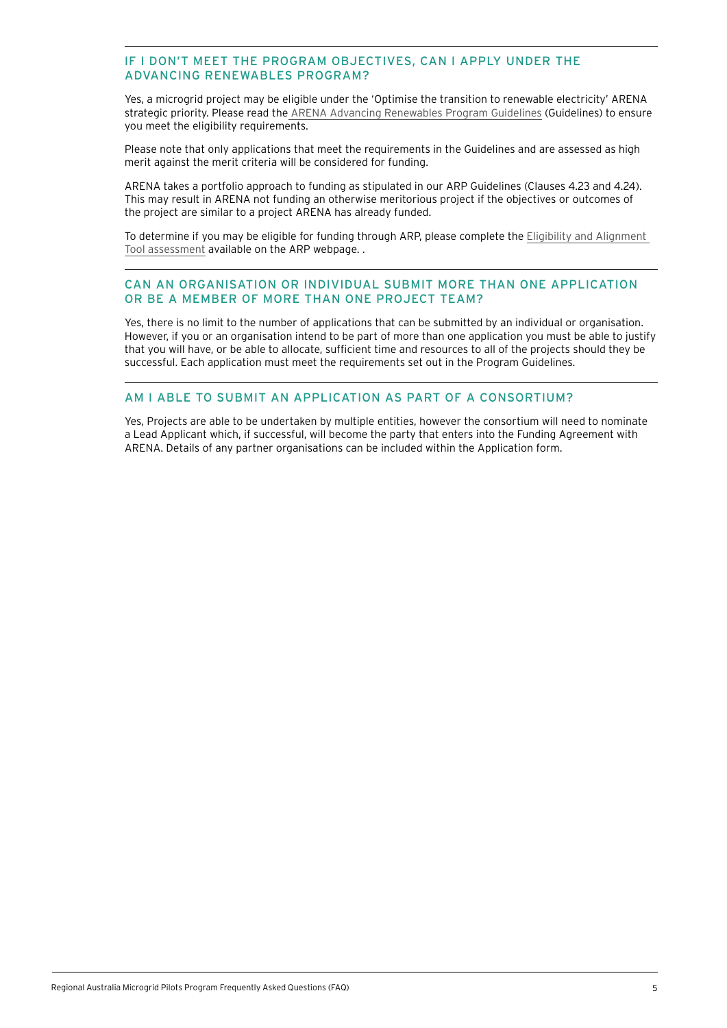## IF I DON'T MEET THE PROGRAM OBJECTIVES, CAN I APPLY UNDER THE ADVANCING RENEWABLES PROGRAM?

Yes, a microgrid project may be eligible under the 'Optimise the transition to renewable electricity' ARENA strategic priority. Please read the ARENA Advancing Renewables Program Guidelines (Guidelines) to ensure you meet the eligibility requirements.

Please note that only applications that meet the requirements in the Guidelines and are assessed as high merit against the merit criteria will be considered for funding.

ARENA takes a portfolio approach to funding as stipulated in our ARP Guidelines (Clauses 4.23 and 4.24). This may result in ARENA not funding an otherwise meritorious project if the objectives or outcomes of the project are similar to a project ARENA has already funded.

To determine if you may be eligible for funding through ARP, please complete the Eligibility and Alignment Tool assessment available on the ARP webpage. .

## CAN AN ORGANISATION OR INDIVIDUAL SUBMIT MORE THAN ONE APPLICATION OR BE A MEMBER OF MORE THAN ONE PROJECT TEAM?

Yes, there is no limit to the number of applications that can be submitted by an individual or organisation. However, if you or an organisation intend to be part of more than one application you must be able to justify that you will have, or be able to allocate, sufficient time and resources to all of the projects should they be successful. Each application must meet the requirements set out in the Program Guidelines.

## AM I ABLE TO SUBMIT AN APPLICATION AS PART OF A CONSORTIUM?

Yes, Projects are able to be undertaken by multiple entities, however the consortium will need to nominate a Lead Applicant which, if successful, will become the party that enters into the Funding Agreement with ARENA. Details of any partner organisations can be included within the Application form.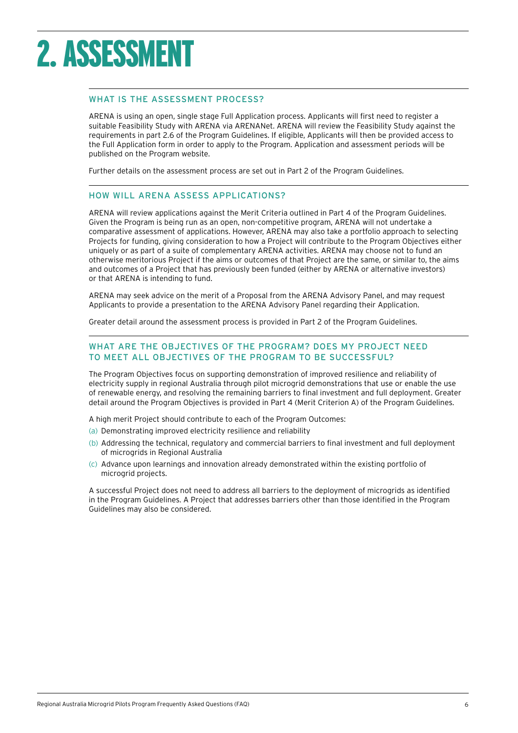# 2. ASSESSMENT

## WHAT IS THE ASSESSMENT PROCESS?

ARENA is using an open, single stage Full Application process. Applicants will first need to register a suitable Feasibility Study with ARENA via ARENANet. ARENA will review the Feasibility Study against the requirements in part 2.6 of the Program Guidelines. If eligible, Applicants will then be provided access to the Full Application form in order to apply to the Program. Application and assessment periods will be published on the Program website.

Further details on the assessment process are set out in Part 2 of the Program Guidelines.

## HOW WILL ARENA ASSESS APPLICATIONS?

ARENA will review applications against the Merit Criteria outlined in Part 4 of the Program Guidelines. Given the Program is being run as an open, non-competitive program, ARENA will not undertake a comparative assessment of applications. However, ARENA may also take a portfolio approach to selecting Projects for funding, giving consideration to how a Project will contribute to the Program Objectives either uniquely or as part of a suite of complementary ARENA activities. ARENA may choose not to fund an otherwise meritorious Project if the aims or outcomes of that Project are the same, or similar to, the aims and outcomes of a Project that has previously been funded (either by ARENA or alternative investors) or that ARENA is intending to fund.

ARENA may seek advice on the merit of a Proposal from the ARENA Advisory Panel, and may request Applicants to provide a presentation to the ARENA Advisory Panel regarding their Application.

Greater detail around the assessment process is provided in Part 2 of the Program Guidelines.

## WHAT ARE THE OBJECTIVES OF THE PROGRAM? DOES MY PROJECT NEED TO MEET ALL OBJECTIVES OF THE PROGRAM TO BE SUCCESSFUL?

The Program Objectives focus on supporting demonstration of improved resilience and reliability of electricity supply in regional Australia through pilot microgrid demonstrations that use or enable the use of renewable energy, and resolving the remaining barriers to final investment and full deployment. Greater detail around the Program Objectives is provided in Part 4 (Merit Criterion A) of the Program Guidelines.

A high merit Project should contribute to each of the Program Outcomes:

(a) Demonstrating improved electricity resilience and reliability

(b) Addressing the technical, regulatory and commercial barriers to final investment and full deployment of microgrids in Regional Australia

(c) Advance upon learnings and innovation already demonstrated within the existing portfolio of microgrid projects.

A successful Project does not need to address all barriers to the deployment of microgrids as identified in the Program Guidelines. A Project that addresses barriers other than those identified in the Program Guidelines may also be considered.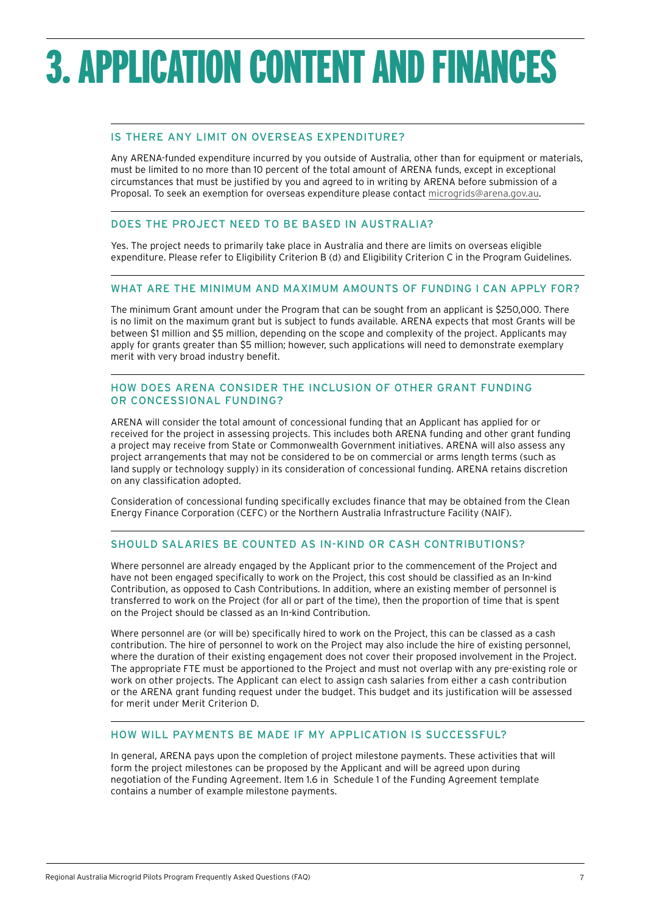# 3. APPLICATION CONTENT AND FINANCES

## IS THERE ANY LIMIT ON OVERSEAS EXPENDITURE?

Any ARENA-funded expenditure incurred by you outside of Australia, other than for equipment or materials, must be limited to no more than 10 percent of the total amount of ARENA funds, except in exceptional circumstances that must be justified by you and agreed to in writing by ARENA before submission of a Proposal. To seek an exemption for overseas expenditure please contact microgrids@arena.gov.au.

## DOES THE PROJECT NEED TO BE BASED IN AUSTRALIA?

Yes. The project needs to primarily take place in Australia and there are limits on overseas eligible expenditure. Please refer to Eligibility Criterion B (d) and Eligibility Criterion C in the Program Guidelines.

## WHAT ARE THE MINIMUM AND MAXIMUM AMOUNTS OF FUNDING I CAN APPLY FOR?

The minimum Grant amount under the Program that can be sought from an applicant is $250,000. There is no limit on the maximum grant but is subject to funds available. ARENA expects that most Grants will be between $1 million and $5 million, depending on the scope and complexity of the project. Applicants may apply for grants greater than $5 million; however, such applications will need to demonstrate exemplary merit with very broad industry benefit.

## HOW DOES ARENA CONSIDER THE INCLUSION OF OTHER GRANT FUNDING OR CONCESSIONAL FUNDING?

ARENA will consider the total amount of concessional funding that an Applicant has applied for or received for the project in assessing projects. This includes both ARENA funding and other grant funding a project may receive from State or Commonwealth Government initiatives. ARENA will also assess any project arrangements that may not be considered to be on commercial or arms length terms (such as land supply or technology supply) in its consideration of concessional funding. ARENA retains discretion on any classification adopted.

Consideration of concessional funding specifically excludes finance that may be obtained from the Clean Energy Finance Corporation (CEFC) or the Northern Australia Infrastructure Facility (NAIF).

## SHOULD SALARIES BE COUNTED AS IN-KIND OR CASH CONTRIBUTIONS?

Where personnel are already engaged by the Applicant prior to the commencement of the Project and have not been engaged specifically to work on the Project, this cost should be classified as an In-kind Contribution, as opposed to Cash Contributions. In addition, where an existing member of personnel is transferred to work on the Project (for all or part of the time), then the proportion of time that is spent on the Project should be classed as an In-kind Contribution.

Where personnel are (or will be) specifically hired to work on the Project, this can be classed as a cash contribution. The hire of personnel to work on the Project may also include the hire of existing personnel, where the duration of their existing engagement does not cover their proposed involvement in the Project. The appropriate FTE must be apportioned to the Project and must not overlap with any pre-existing role or work on other projects. The Applicant can elect to assign cash salaries from either a cash contribution or the ARENA grant funding request under the budget. This budget and its justification will be assessed for merit under Merit Criterion D.

## HOW WILL PAYMENTS BE MADE IF MY APPLICATION IS SUCCESSFUL?

In general, ARENA pays upon the completion of project milestone payments. These activities that will form the project milestones can be proposed by the Applicant and will be agreed upon during negotiation of the Funding Agreement. Item 1.6 in Schedule 1 of the Funding Agreement template contains a number of example milestone payments.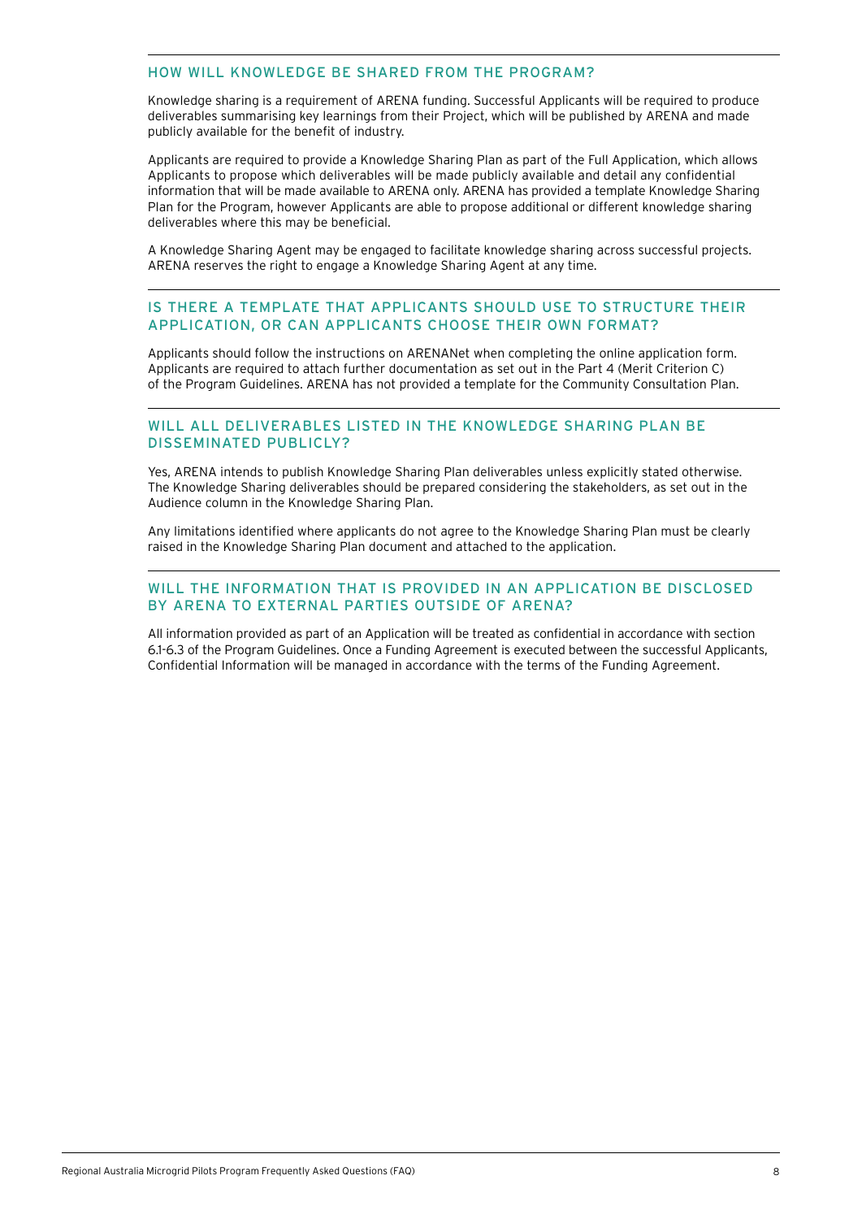## HOW WILL KNOWLEDGE BE SHARED FROM THE PROGRAM?

Knowledge sharing is a requirement of ARENA funding. Successful Applicants will be required to produce deliverables summarising key learnings from their Project, which will be published by ARENA and made publicly available for the benefit of industry.

Applicants are required to provide a Knowledge Sharing Plan as part of the Full Application, which allows Applicants to propose which deliverables will be made publicly available and detail any confidential information that will be made available to ARENA only. ARENA has provided a template Knowledge Sharing Plan for the Program, however Applicants are able to propose additional or different knowledge sharing deliverables where this may be beneficial.

A Knowledge Sharing Agent may be engaged to facilitate knowledge sharing across successful projects. ARENA reserves the right to engage a Knowledge Sharing Agent at any time.

## IS THERE A TEMPLATE THAT APPLICANTS SHOULD USE TO STRUCTURE THEIR APPLICATION, OR CAN APPLICANTS CHOOSE THEIR OWN FORMAT?

Applicants should follow the instructions on ARENANet when completing the online application form. Applicants are required to attach further documentation as set out in the Part 4 (Merit Criterion C) of the Program Guidelines. ARENA has not provided a template for the Community Consultation Plan.

## WILL ALL DELIVERABLES LISTED IN THE KNOWLEDGE SHARING PLAN BE DISSEMINATED PUBLICLY?

Yes, ARENA intends to publish Knowledge Sharing Plan deliverables unless explicitly stated otherwise. The Knowledge Sharing deliverables should be prepared considering the stakeholders, as set out in the Audience column in the Knowledge Sharing Plan.

Any limitations identified where applicants do not agree to the Knowledge Sharing Plan must be clearly raised in the Knowledge Sharing Plan document and attached to the application.

## WILL THE INFORMATION THAT IS PROVIDED IN AN APPLICATION BE DISCLOSED BY ARENA TO EXTERNAL PARTIES OUTSIDE OF ARENA?

All information provided as part of an Application will be treated as confidential in accordance with section 6.1-6.3 of the Program Guidelines. Once a Funding Agreement is executed between the successful Applicants, Confidential Information will be managed in accordance with the terms of the Funding Agreement.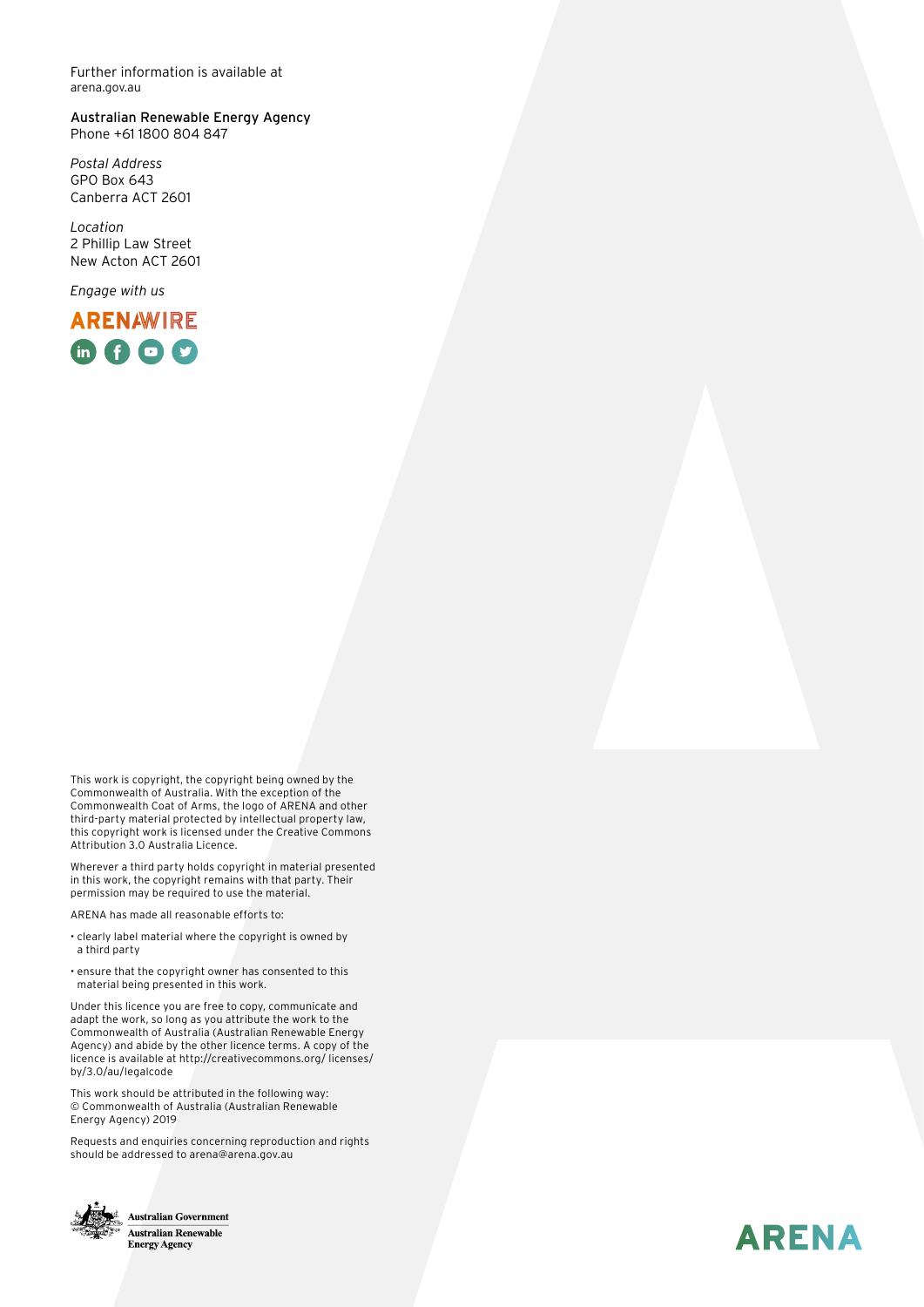Further information is available at
arena.gov.au

Australian Renewable Energy Agency
Phone +61 1800 804 847

*Postal Address*
GPO Box 643
Canberra ACT 2601

*Location*
2 Phillip Law Street
New Acton ACT 2601

*Engage with us*

ARENAWIRE

This work is copyright, the copyright being owned by the Commonwealth of Australia. With the exception of the Commonwealth Coat of Arms, the logo of ARENA and other third-party material protected by intellectual property law, this copyright work is licensed under the Creative Commons Attribution 3.0 Australia Licence.

Wherever a third party holds copyright in material presented in this work, the copyright remains with that party. Their permission may be required to use the material.

ARENA has made all reasonable efforts to:

- clearly label material where the copyright is owned by a third party
- ensure that the copyright owner has consented to this material being presented in this work.

Under this licence you are free to copy, communicate and adapt the work, so long as you attribute the work to the Commonwealth of Australia (Australian Renewable Energy Agency) and abide by the other licence terms. A copy of the licence is available at http://creativecommons.org/ licenses/ by/3.0/au/legalcode

This work should be attributed in the following way: © Commonwealth of Australia (Australian Renewable Energy Agency) 2019

Requests and enquiries concerning reproduction and rights should be addressed to arena@arena.gov.au

Australian Government
Australian Renewable Energy Agency

ARENA